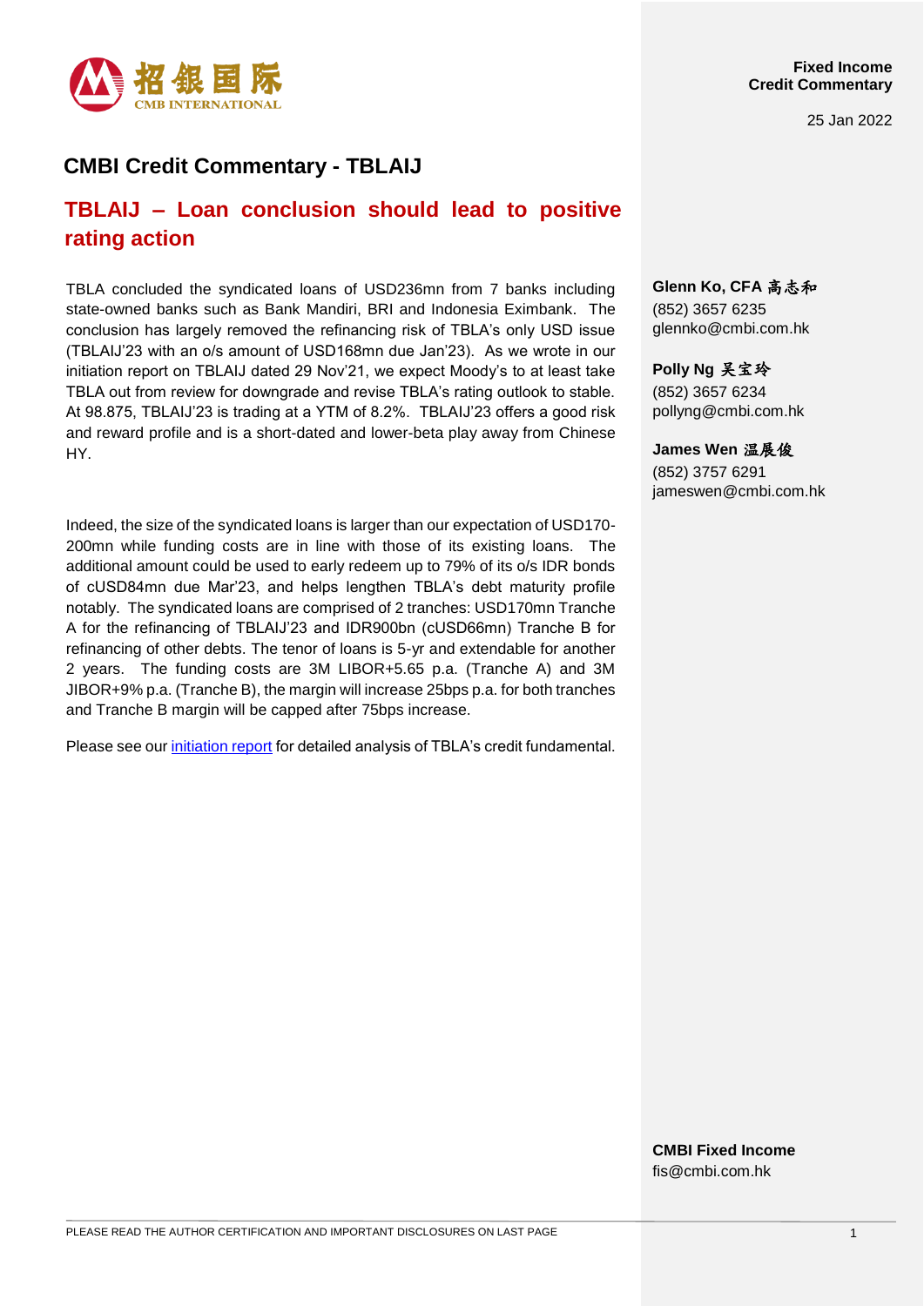招銀国际
CMB INTERNATIONAL

**Fixed Income**
**Credit Commentary**

25 Jan 2022

# CMBI Credit Commentary - TBLAIJ

## TBLAIJ – Loan conclusion should lead to positive rating action

TBLA concluded the syndicated loans of USD236mn from 7 banks including state-owned banks such as Bank Mandiri, BRI and Indonesia Eximbank. The conclusion has largely removed the refinancing risk of TBLA's only USD issue (TBLAIJ'23 with an o/s amount of USD168mn due Jan'23). As we wrote in our initiation report on TBLAIJ dated 29 Nov'21, we expect Moody's to at least take TBLA out from review for downgrade and revise TBLA's rating outlook to stable. At 98.875, TBLAIJ'23 is trading at a YTM of 8.2%. TBLAIJ'23 offers a good risk and reward profile and is a short-dated and lower-beta play away from Chinese HY.

Indeed, the size of the syndicated loans is larger than our expectation of USD170-200mn while funding costs are in line with those of its existing loans. The additional amount could be used to early redeem up to 79% of its o/s IDR bonds of cUSD84mn due Mar'23, and helps lengthen TBLA's debt maturity profile notably. The syndicated loans are comprised of 2 tranches: USD170mn Tranche A for the refinancing of TBLAIJ'23 and IDR900bn (cUSD66mn) Tranche B for refinancing of other debts. The tenor of loans is 5-yr and extendable for another 2 years. The funding costs are 3M LIBOR+5.65 p.a. (Tranche A) and 3M JIBOR+9% p.a. (Tranche B), the margin will increase 25bps p.a. for both tranches and Tranche B margin will be capped after 75bps increase.

Please see our initiation report for detailed analysis of TBLA's credit fundamental.

**Glenn Ko, CFA 高志和**
(852) 3657 6235
glennko@cmbi.com.hk

**Polly Ng 吴宝玲**
(852) 3657 6234
pollyng@cmbi.com.hk

**James Wen 温展俊**
(852) 3757 6291
jameswen@cmbi.com.hk

**CMBI Fixed Income**
fis@cmbi.com.hk

PLEASE READ THE AUTHOR CERTIFICATION AND IMPORTANT DISCLOSURES ON LAST PAGE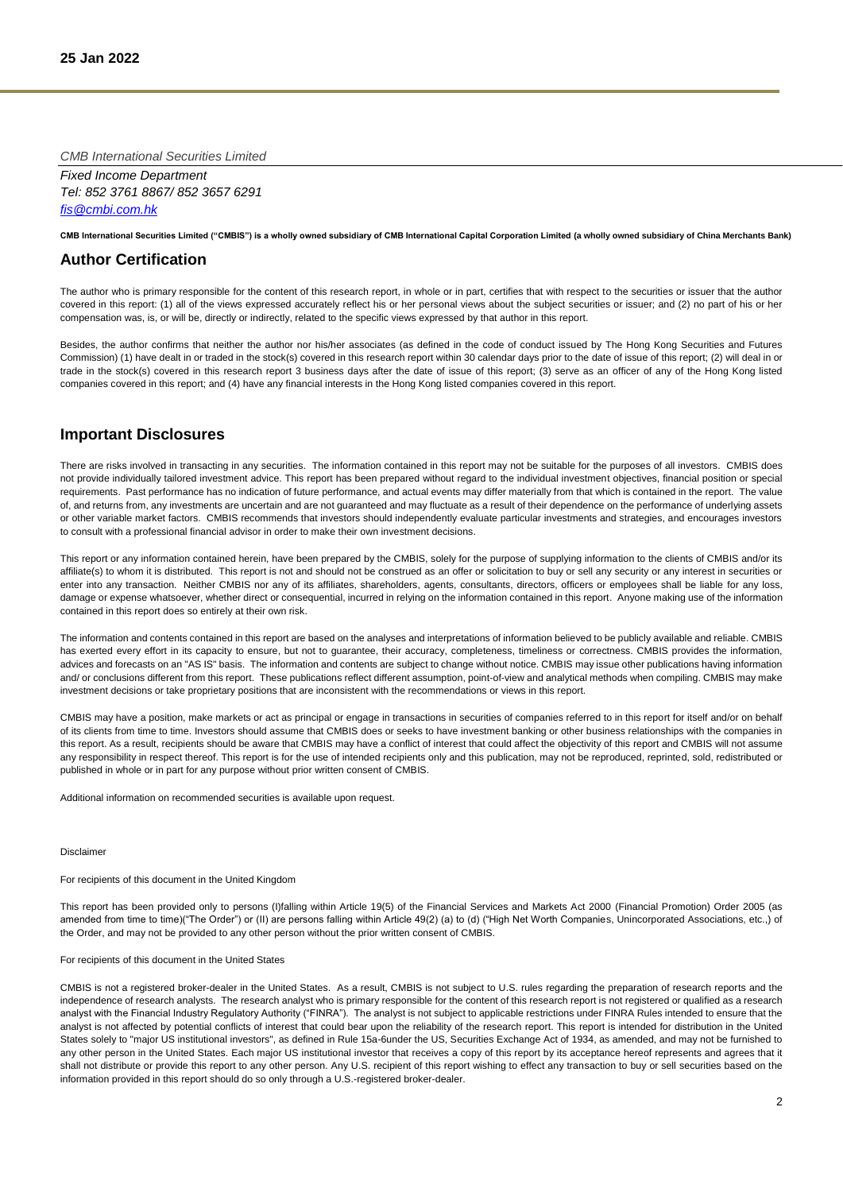**25 Jan 2022**

*CMB International Securities Limited*

*Fixed Income Department*
*Tel: 852 3761 8867/ 852 3657 6291*
*fis@cmbi.com.hk*

**CMB International Securities Limited ("CMBIS") is a wholly owned subsidiary of CMB International Capital Corporation Limited (a wholly owned subsidiary of China Merchants Bank)**

## Author Certification

The author who is primary responsible for the content of this research report, in whole or in part, certifies that with respect to the securities or issuer that the author covered in this report: (1) all of the views expressed accurately reflect his or her personal views about the subject securities or issuer; and (2) no part of his or her compensation was, is, or will be, directly or indirectly, related to the specific views expressed by that author in this report.

Besides, the author confirms that neither the author nor his/her associates (as defined in the code of conduct issued by The Hong Kong Securities and Futures Commission) (1) have dealt in or traded in the stock(s) covered in this research report within 30 calendar days prior to the date of issue of this report; (2) will deal in or trade in the stock(s) covered in this research report 3 business days after the date of issue of this report; (3) serve as an officer of any of the Hong Kong listed companies covered in this report; and (4) have any financial interests in the Hong Kong listed companies covered in this report.

## Important Disclosures

There are risks involved in transacting in any securities. The information contained in this report may not be suitable for the purposes of all investors. CMBIS does not provide individually tailored investment advice. This report has been prepared without regard to the individual investment objectives, financial position or special requirements. Past performance has no indication of future performance, and actual events may differ materially from that which is contained in the report. The value of, and returns from, any investments are uncertain and are not guaranteed and may fluctuate as a result of their dependence on the performance of underlying assets or other variable market factors. CMBIS recommends that investors should independently evaluate particular investments and strategies, and encourages investors to consult with a professional financial advisor in order to make their own investment decisions.

This report or any information contained herein, have been prepared by the CMBIS, solely for the purpose of supplying information to the clients of CMBIS and/or its affiliate(s) to whom it is distributed. This report is not and should not be construed as an offer or solicitation to buy or sell any security or any interest in securities or enter into any transaction. Neither CMBIS nor any of its affiliates, shareholders, agents, consultants, directors, officers or employees shall be liable for any loss, damage or expense whatsoever, whether direct or consequential, incurred in relying on the information contained in this report. Anyone making use of the information contained in this report does so entirely at their own risk.

The information and contents contained in this report are based on the analyses and interpretations of information believed to be publicly available and reliable. CMBIS has exerted every effort in its capacity to ensure, but not to guarantee, their accuracy, completeness, timeliness or correctness. CMBIS provides the information, advices and forecasts on an "AS IS" basis. The information and contents are subject to change without notice. CMBIS may issue other publications having information and/ or conclusions different from this report. These publications reflect different assumption, point-of-view and analytical methods when compiling. CMBIS may make investment decisions or take proprietary positions that are inconsistent with the recommendations or views in this report.

CMBIS may have a position, make markets or act as principal or engage in transactions in securities of companies referred to in this report for itself and/or on behalf of its clients from time to time. Investors should assume that CMBIS does or seeks to have investment banking or other business relationships with the companies in this report. As a result, recipients should be aware that CMBIS may have a conflict of interest that could affect the objectivity of this report and CMBIS will not assume any responsibility in respect thereof. This report is for the use of intended recipients only and this publication, may not be reproduced, reprinted, sold, redistributed or published in whole or in part for any purpose without prior written consent of CMBIS.

Additional information on recommended securities is available upon request.

Disclaimer

For recipients of this document in the United Kingdom

This report has been provided only to persons (I)falling within Article 19(5) of the Financial Services and Markets Act 2000 (Financial Promotion) Order 2005 (as amended from time to time)("The Order") or (II) are persons falling within Article 49(2) (a) to (d) ("High Net Worth Companies, Unincorporated Associations, etc.,) of the Order, and may not be provided to any other person without the prior written consent of CMBIS.

For recipients of this document in the United States

CMBIS is not a registered broker-dealer in the United States. As a result, CMBIS is not subject to U.S. rules regarding the preparation of research reports and the independence of research analysts. The research analyst who is primary responsible for the content of this research report is not registered or qualified as a research analyst with the Financial Industry Regulatory Authority ("FINRA"). The analyst is not subject to applicable restrictions under FINRA Rules intended to ensure that the analyst is not affected by potential conflicts of interest that could bear upon the reliability of the research report. This report is intended for distribution in the United States solely to "major US institutional investors", as defined in Rule 15a-6under the US, Securities Exchange Act of 1934, as amended, and may not be furnished to any other person in the United States. Each major US institutional investor that receives a copy of this report by its acceptance hereof represents and agrees that it shall not distribute or provide this report to any other person. Any U.S. recipient of this report wishing to effect any transaction to buy or sell securities based on the information provided in this report should do so only through a U.S.-registered broker-dealer.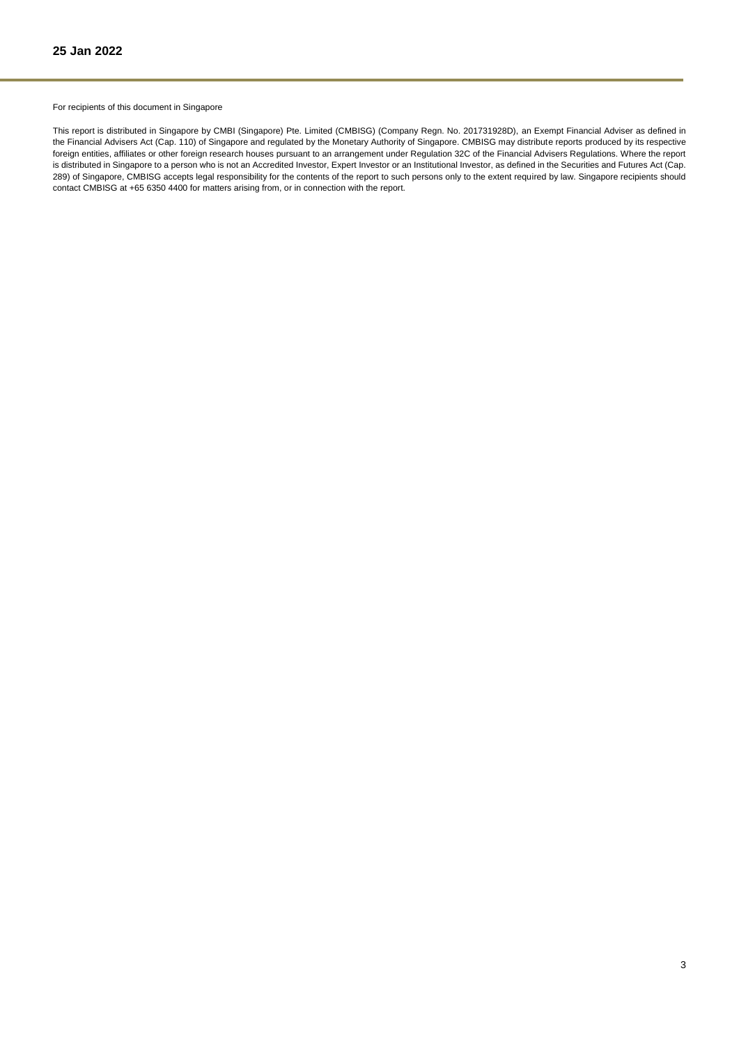For recipients of this document in Singapore

This report is distributed in Singapore by CMBI (Singapore) Pte. Limited (CMBISG) (Company Regn. No. 201731928D), an Exempt Financial Adviser as defined in the Financial Advisers Act (Cap. 110) of Singapore and regulated by the Monetary Authority of Singapore. CMBISG may distribute reports produced by its respective foreign entities, affiliates or other foreign research houses pursuant to an arrangement under Regulation 32C of the Financial Advisers Regulations. Where the report is distributed in Singapore to a person who is not an Accredited Investor, Expert Investor or an Institutional Investor, as defined in the Securities and Futures Act (Cap. 289) of Singapore, CMBISG accepts legal responsibility for the contents of the report to such persons only to the extent required by law. Singapore recipients should contact CMBISG at +65 6350 4400 for matters arising from, or in connection with the report.